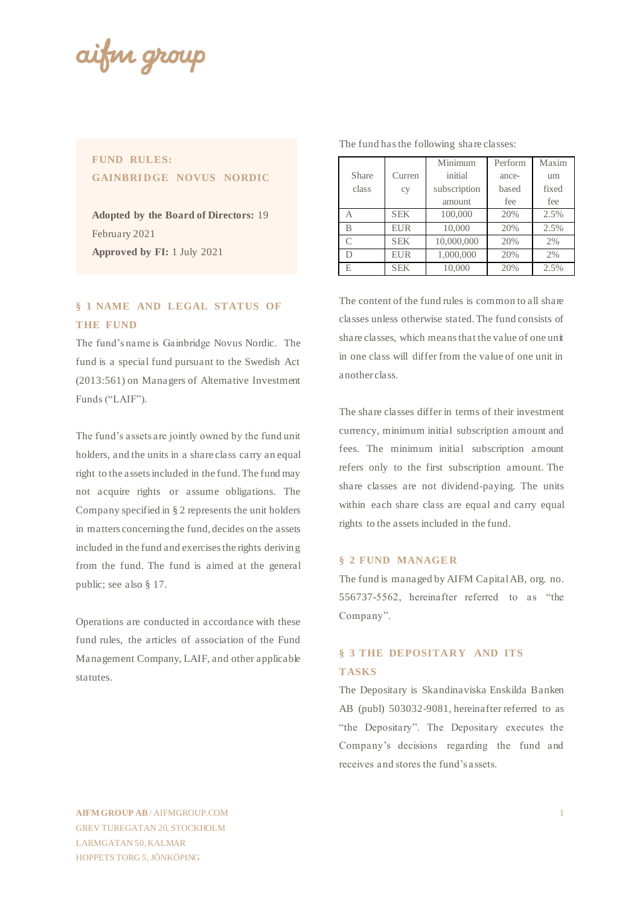# FUND RULES: GAINBRIDGE NOVUS NORDIC

**Adopted by the Board of Directors:** 19 February 2021

**Approved by FI:** 1 July 2021

## § 1 NAME AND LEGAL STATUS OF THE FUND

The fund's name is Gainbridge Novus Nordic. The fund is a special fund pursuant to the Swedish Act (2013:561) on Managers of Alternative Investment Funds ("LAIF").

The fund's assets are jointly owned by the fund unit holders, and the units in a share class carry an equal right to the assets included in the fund. The fund may not acquire rights or assume obligations. The Company specified in § 2 represents the unit holders in matters concerning the fund, decides on the assets included in the fund and exercises the rights deriving from the fund. The fund is aimed at the general public; see also § 17.

Operations are conducted in accordance with these fund rules, the articles of association of the Fund Management Company, LAIF, and other applicable statutes.

The fund has the following share classes:

| Share class | Currency | Minimum initial subscription amount | Performance-based fee | Maximum fixed fee |
|---|---|---|---|---|
| A | SEK | 100,000 | 20% | 2.5% |
| B | EUR | 10,000 | 20% | 2.5% |
| C | SEK | 10,000,000 | 20% | 2% |
| D | EUR | 1,000,000 | 20% | 2% |
| E | SEK | 10,000 | 20% | 2.5% |

The content of the fund rules is common to all share classes unless otherwise stated. The fund consists of share classes, which means that the value of one unit in one class will differ from the value of one unit in another class.

The share classes differ in terms of their investment currency, minimum initial subscription amount and fees. The minimum initial subscription amount refers only to the first subscription amount. The share classes are not dividend-paying. The units within each share class are equal and carry equal rights to the assets included in the fund.

## § 2 FUND MANAGER

The fund is managed by AIFM Capital AB, org. no. 556737-5562, hereinafter referred to as "the Company".

## § 3 THE DEPOSITARY AND ITS TASKS

The Depositary is Skandinaviska Enskilda Banken AB (publ) 503032-9081, hereinafter referred to as "the Depositary". The Depositary executes the Company's decisions regarding the fund and receives and stores the fund's assets.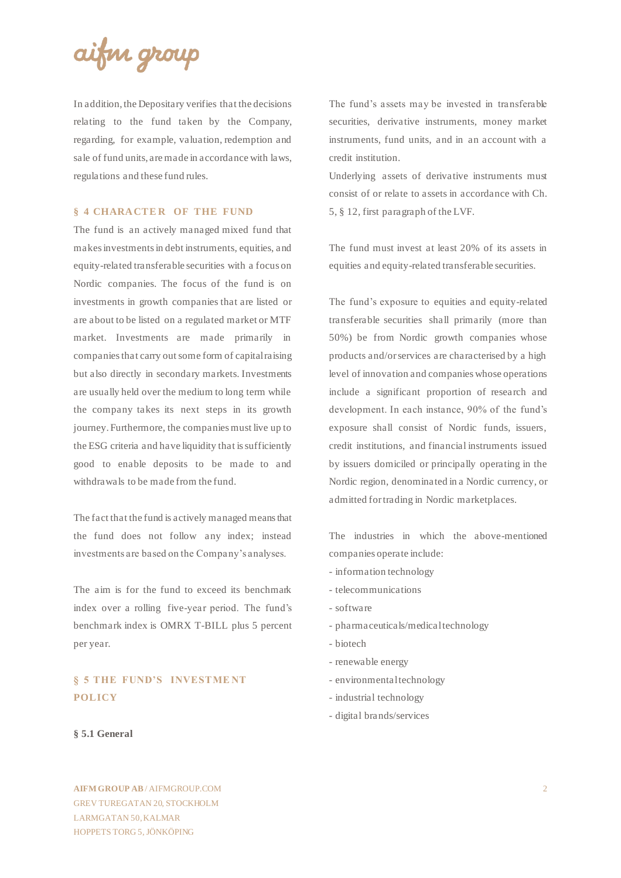In addition, the Depositary verifies that the decisions relating to the fund taken by the Company, regarding, for example, valuation, redemption and sale of fund units, are made in accordance with laws, regulations and these fund rules.

## § 4 CHARACTER OF THE FUND

The fund is an actively managed mixed fund that makes investments in debt instruments, equities, and equity-related transferable securities with a focus on Nordic companies. The focus of the fund is on investments in growth companies that are listed or are about to be listed on a regulated market or MTF market. Investments are made primarily in companies that carry out some form of capital raising but also directly in secondary markets. Investments are usually held over the medium to long term while the company takes its next steps in its growth journey. Furthermore, the companies must live up to the ESG criteria and have liquidity that is sufficiently good to enable deposits to be made to and withdrawals to be made from the fund.

The fact that the fund is actively managed means that the fund does not follow any index; instead investments are based on the Company's analyses.

The aim is for the fund to exceed its benchmark index over a rolling five-year period. The fund's benchmark index is OMRX T-BILL plus 5 percent per year.

## § 5 THE FUND'S INVESTMENT POLICY

### § 5.1 General

The fund's assets may be invested in transferable securities, derivative instruments, money market instruments, fund units, and in an account with a credit institution.

Underlying assets of derivative instruments must consist of or relate to assets in accordance with Ch. 5, § 12, first paragraph of the LVF.

The fund must invest at least 20% of its assets in equities and equity-related transferable securities.

The fund's exposure to equities and equity-related transferable securities shall primarily (more than 50%) be from Nordic growth companies whose products and/or services are characterised by a high level of innovation and companies whose operations include a significant proportion of research and development. In each instance, 90% of the fund's exposure shall consist of Nordic funds, issuers, credit institutions, and financial instruments issued by issuers domiciled or principally operating in the Nordic region, denominated in a Nordic currency, or admitted for trading in Nordic marketplaces.

The industries in which the above-mentioned companies operate include:

- information technology
- telecommunications
- software
- pharmaceuticals/medical technology
- biotech
- renewable energy
- environmental technology
- industrial technology
- digital brands/services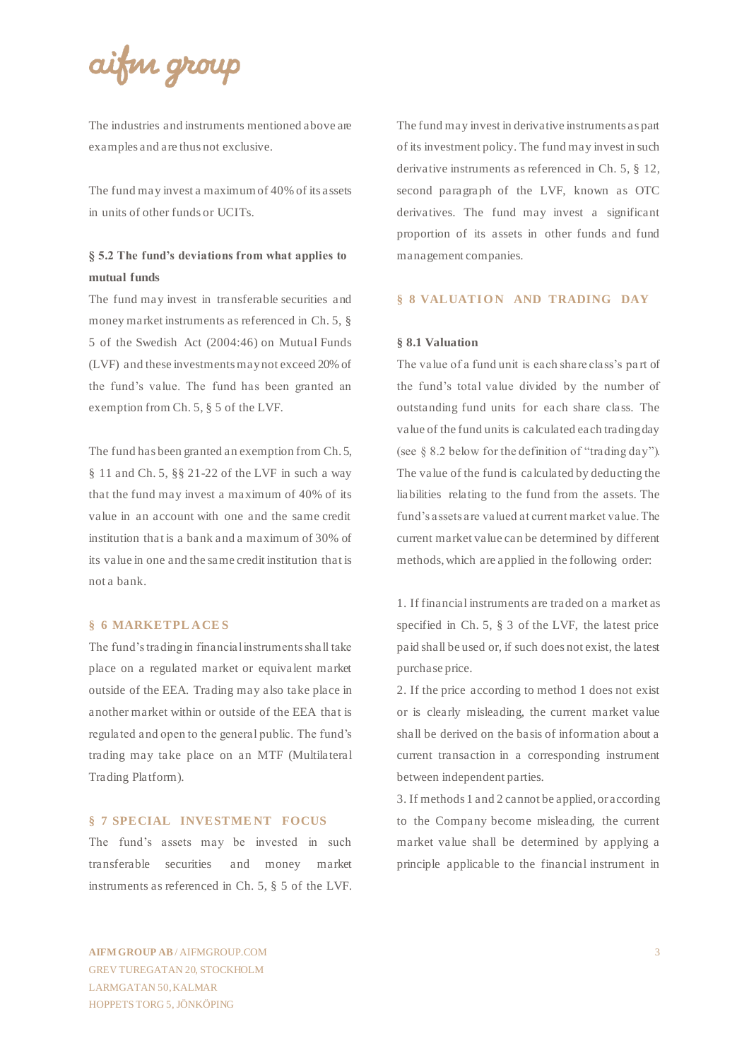The industries and instruments mentioned above are examples and are thus not exclusive.

The fund may invest a maximum of 40% of its assets in units of other funds or UCITs.

### § 5.2 The fund's deviations from what applies to mutual funds

The fund may invest in transferable securities and money market instruments as referenced in Ch. 5, § 5 of the Swedish Act (2004:46) on Mutual Funds (LVF) and these investments may not exceed 20% of the fund's value. The fund has been granted an exemption from Ch. 5, § 5 of the LVF.

The fund has been granted an exemption from Ch. 5, § 11 and Ch. 5, §§ 21-22 of the LVF in such a way that the fund may invest a maximum of 40% of its value in an account with one and the same credit institution that is a bank and a maximum of 30% of its value in one and the same credit institution that is not a bank.

## § 6 MARKETPLACES

The fund's trading in financial instruments shall take place on a regulated market or equivalent market outside of the EEA. Trading may also take place in another market within or outside of the EEA that is regulated and open to the general public. The fund's trading may take place on an MTF (Multilateral Trading Platform).

## § 7 SPECIAL INVESTMENT FOCUS

The fund's assets may be invested in such transferable securities and money market instruments as referenced in Ch. 5, § 5 of the LVF. The fund may invest in derivative instruments as part of its investment policy. The fund may invest in such derivative instruments as referenced in Ch. 5, § 12, second paragraph of the LVF, known as OTC derivatives. The fund may invest a significant proportion of its assets in other funds and fund management companies.

## § 8 VALUATION AND TRADING DAY

### § 8.1 Valuation

The value of a fund unit is each share class's part of the fund's total value divided by the number of outstanding fund units for each share class. The value of the fund units is calculated each trading day (see § 8.2 below for the definition of "trading day"). The value of the fund is calculated by deducting the liabilities relating to the fund from the assets. The fund's assets are valued at current market value. The current market value can be determined by different methods, which are applied in the following order:

1. If financial instruments are traded on a market as specified in Ch. 5, § 3 of the LVF, the latest price paid shall be used or, if such does not exist, the latest purchase price.
2. If the price according to method 1 does not exist or is clearly misleading, the current market value shall be derived on the basis of information about a current transaction in a corresponding instrument between independent parties.
3. If methods 1 and 2 cannot be applied, or according to the Company become misleading, the current market value shall be determined by applying a principle applicable to the financial instrument in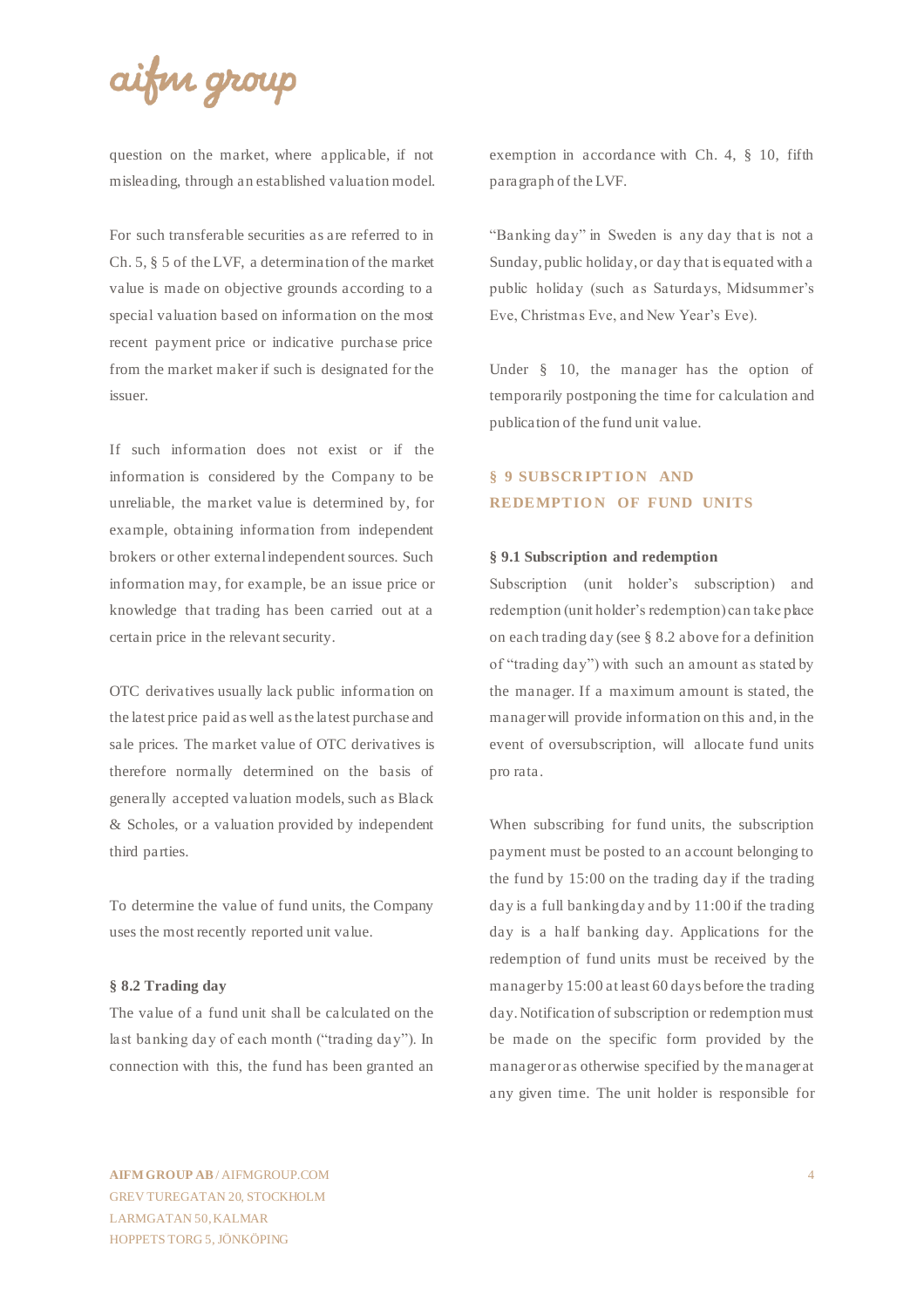question on the market, where applicable, if not misleading, through an established valuation model.

For such transferable securities as are referred to in Ch. 5, § 5 of the LVF, a determination of the market value is made on objective grounds according to a special valuation based on information on the most recent payment price or indicative purchase price from the market maker if such is designated for the issuer.

If such information does not exist or if the information is considered by the Company to be unreliable, the market value is determined by, for example, obtaining information from independent brokers or other external independent sources. Such information may, for example, be an issue price or knowledge that trading has been carried out at a certain price in the relevant security.

OTC derivatives usually lack public information on the latest price paid as well as the latest purchase and sale prices. The market value of OTC derivatives is therefore normally determined on the basis of generally accepted valuation models, such as Black & Scholes, or a valuation provided by independent third parties.

To determine the value of fund units, the Company uses the most recently reported unit value.

### § 8.2 Trading day

The value of a fund unit shall be calculated on the last banking day of each month ("trading day"). In connection with this, the fund has been granted an exemption in accordance with Ch. 4, § 10, fifth paragraph of the LVF.

"Banking day" in Sweden is any day that is not a Sunday, public holiday, or day that is equated with a public holiday (such as Saturdays, Midsummer's Eve, Christmas Eve, and New Year's Eve).

Under § 10, the manager has the option of temporarily postponing the time for calculation and publication of the fund unit value.

## § 9 SUBSCRIPTION AND REDEMPTION OF FUND UNITS

### § 9.1 Subscription and redemption

Subscription (unit holder's subscription) and redemption (unit holder's redemption) can take place on each trading day (see § 8.2 above for a definition of "trading day") with such an amount as stated by the manager. If a maximum amount is stated, the manager will provide information on this and, in the event of oversubscription, will allocate fund units pro rata.

When subscribing for fund units, the subscription payment must be posted to an account belonging to the fund by 15:00 on the trading day if the trading day is a full banking day and by 11:00 if the trading day is a half banking day. Applications for the redemption of fund units must be received by the manager by 15:00 at least 60 days before the trading day. Notification of subscription or redemption must be made on the specific form provided by the manager or as otherwise specified by the manager at any given time. The unit holder is responsible for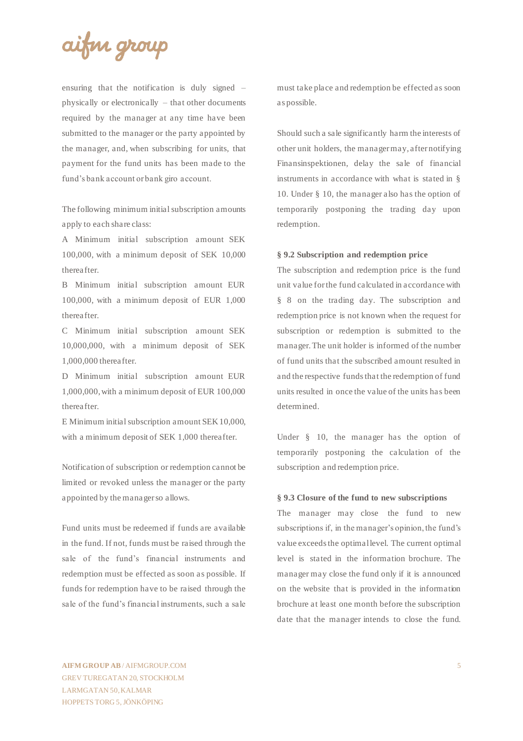ensuring that the notification is duly signed – physically or electronically – that other documents required by the manager at any time have been submitted to the manager or the party appointed by the manager, and, when subscribing for units, that payment for the fund units has been made to the fund's bank account or bank giro account.

The following minimum initial subscription amounts apply to each share class:

A Minimum initial subscription amount SEK 100,000, with a minimum deposit of SEK 10,000 thereafter.

B Minimum initial subscription amount EUR 100,000, with a minimum deposit of EUR 1,000 thereafter.

C Minimum initial subscription amount SEK 10,000,000, with a minimum deposit of SEK 1,000,000 thereafter.

D Minimum initial subscription amount EUR 1,000,000, with a minimum deposit of EUR 100,000 thereafter.

E Minimum initial subscription amount SEK 10,000, with a minimum deposit of SEK 1,000 thereafter.

Notification of subscription or redemption cannot be limited or revoked unless the manager or the party appointed by the manager so allows.

Fund units must be redeemed if funds are available in the fund. If not, funds must be raised through the sale of the fund's financial instruments and redemption must be effected as soon as possible. If funds for redemption have to be raised through the sale of the fund's financial instruments, such a sale must take place and redemption be effected as soon as possible.

Should such a sale significantly harm the interests of other unit holders, the manager may, after notifying Finansinspektionen, delay the sale of financial instruments in accordance with what is stated in § 10. Under § 10, the manager also has the option of temporarily postponing the trading day upon redemption.

**§ 9.2 Subscription and redemption price**

The subscription and redemption price is the fund unit value for the fund calculated in accordance with § 8 on the trading day. The subscription and redemption price is not known when the request for subscription or redemption is submitted to the manager. The unit holder is informed of the number of fund units that the subscribed amount resulted in and the respective funds that the redemption of fund units resulted in once the value of the units has been determined.

Under § 10, the manager has the option of temporarily postponing the calculation of the subscription and redemption price.

**§ 9.3 Closure of the fund to new subscriptions**

The manager may close the fund to new subscriptions if, in the manager's opinion, the fund's value exceeds the optimal level. The current optimal level is stated in the information brochure. The manager may close the fund only if it is announced on the website that is provided in the information brochure at least one month before the subscription date that the manager intends to close the fund.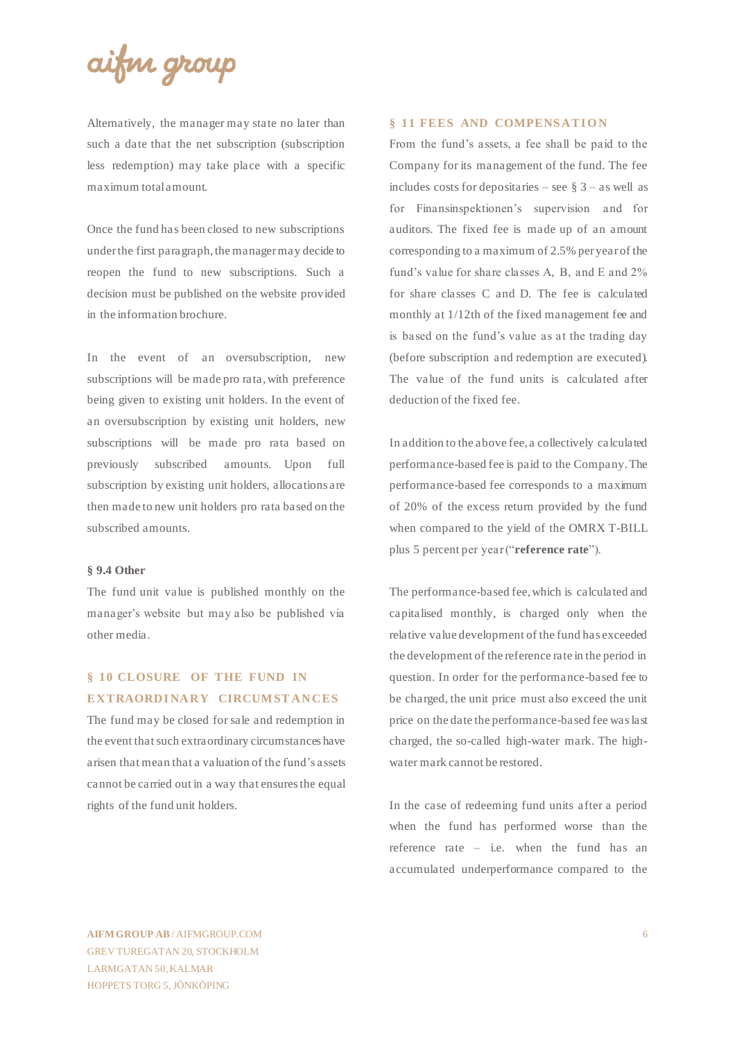Alternatively, the manager may state no later than such a date that the net subscription (subscription less redemption) may take place with a specific maximum total amount.

Once the fund has been closed to new subscriptions under the first paragraph, the manager may decide to reopen the fund to new subscriptions. Such a decision must be published on the website provided in the information brochure.

In the event of an oversubscription, new subscriptions will be made pro rata, with preference being given to existing unit holders. In the event of an oversubscription by existing unit holders, new subscriptions will be made pro rata based on previously subscribed amounts. Upon full subscription by existing unit holders, allocations are then made to new unit holders pro rata based on the subscribed amounts.

**§ 9.4 Other**

The fund unit value is published monthly on the manager's website but may also be published via other media.

## § 10 CLOSURE OF THE FUND IN EXTRAORDINARY CIRCUMSTANCES

The fund may be closed for sale and redemption in the event that such extraordinary circumstances have arisen that mean that a valuation of the fund's assets cannot be carried out in a way that ensures the equal rights of the fund unit holders.

## § 11 FEES AND COMPENSATION

From the fund's assets, a fee shall be paid to the Company for its management of the fund. The fee includes costs for depositaries – see § 3 – as well as for Finansinspektionen's supervision and for auditors. The fixed fee is made up of an amount corresponding to a maximum of 2.5% per year of the fund's value for share classes A, B, and E and 2% for share classes C and D. The fee is calculated monthly at 1/12th of the fixed management fee and is based on the fund's value as at the trading day (before subscription and redemption are executed). The value of the fund units is calculated after deduction of the fixed fee.

In addition to the above fee, a collectively calculated performance-based fee is paid to the Company. The performance-based fee corresponds to a maximum of 20% of the excess return provided by the fund when compared to the yield of the OMRX T-BILL plus 5 percent per year ("**reference rate**").

The performance-based fee, which is calculated and capitalised monthly, is charged only when the relative value development of the fund has exceeded the development of the reference rate in the period in question. In order for the performance-based fee to be charged, the unit price must also exceed the unit price on the date the performance-based fee was last charged, the so-called high-water mark. The high-water mark cannot be restored.

In the case of redeeming fund units after a period when the fund has performed worse than the reference rate – i.e. when the fund has an accumulated underperformance compared to the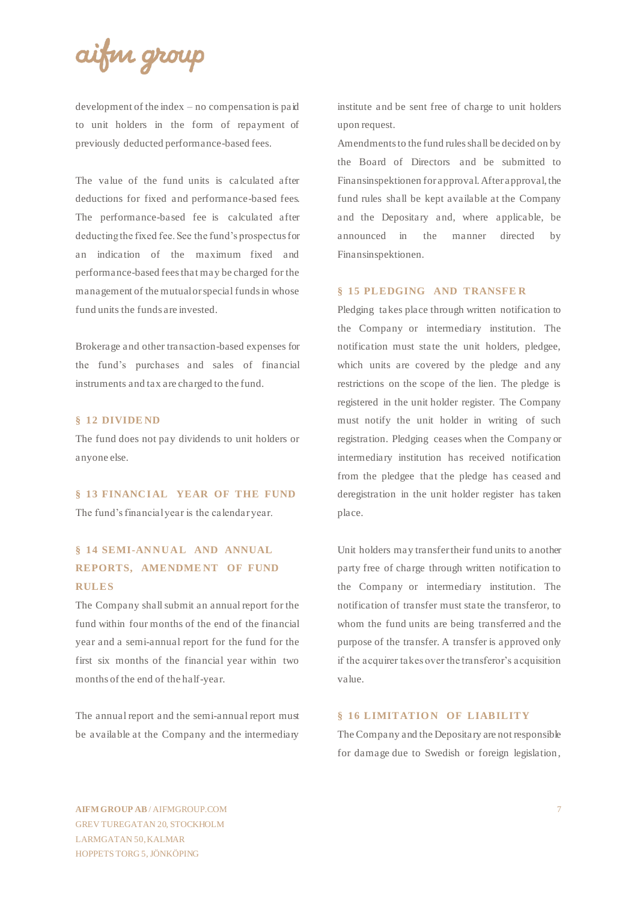development of the index – no compensation is paid to unit holders in the form of repayment of previously deducted performance-based fees.

The value of the fund units is calculated after deductions for fixed and performance-based fees. The performance-based fee is calculated after deducting the fixed fee. See the fund's prospectus for an indication of the maximum fixed and performance-based fees that may be charged for the management of the mutual or special funds in whose fund units the funds are invested.

Brokerage and other transaction-based expenses for the fund's purchases and sales of financial instruments and tax are charged to the fund.

## § 12 DIVIDEND

The fund does not pay dividends to unit holders or anyone else.

## § 13 FINANCIAL YEAR OF THE FUND

The fund's financial year is the calendar year.

## § 14 SEMI-ANNUAL AND ANNUAL REPORTS, AMENDMENT OF FUND RULES

The Company shall submit an annual report for the fund within four months of the end of the financial year and a semi-annual report for the fund for the first six months of the financial year within two months of the end of the half-year.

The annual report and the semi-annual report must be available at the Company and the intermediary institute and be sent free of charge to unit holders upon request.

Amendments to the fund rules shall be decided on by the Board of Directors and be submitted to Finansinspektionen for approval. After approval, the fund rules shall be kept available at the Company and the Depositary and, where applicable, be announced in the manner directed by Finansinspektionen.

## § 15 PLEDGING AND TRANSFER

Pledging takes place through written notification to the Company or intermediary institution. The notification must state the unit holders, pledgee, which units are covered by the pledge and any restrictions on the scope of the lien. The pledge is registered in the unit holder register. The Company must notify the unit holder in writing of such registration. Pledging ceases when the Company or intermediary institution has received notification from the pledgee that the pledge has ceased and deregistration in the unit holder register has taken place.

Unit holders may transfer their fund units to another party free of charge through written notification to the Company or intermediary institution. The notification of transfer must state the transferor, to whom the fund units are being transferred and the purpose of the transfer. A transfer is approved only if the acquirer takes over the transferor's acquisition value.

## § 16 LIMITATION OF LIABILITY

The Company and the Depositary are not responsible for damage due to Swedish or foreign legislation,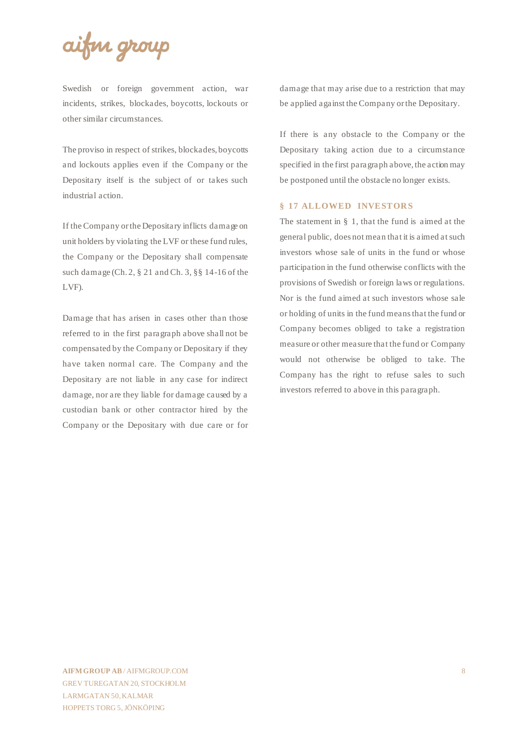Swedish or foreign government action, war incidents, strikes, blockades, boycotts, lockouts or other similar circumstances.

The proviso in respect of strikes, blockades, boycotts and lockouts applies even if the Company or the Depositary itself is the subject of or takes such industrial action.

If the Company or the Depositary inflicts damage on unit holders by violating the LVF or these fund rules, the Company or the Depositary shall compensate such damage (Ch. 2, § 21 and Ch. 3, §§ 14-16 of the LVF).

Damage that has arisen in cases other than those referred to in the first paragraph above shall not be compensated by the Company or Depositary if they have taken normal care. The Company and the Depositary are not liable in any case for indirect damage, nor are they liable for damage caused by a custodian bank or other contractor hired by the Company or the Depositary with due care or for damage that may arise due to a restriction that may be applied against the Company or the Depositary.

If there is any obstacle to the Company or the Depositary taking action due to a circumstance specified in the first paragraph above, the action may be postponed until the obstacle no longer exists.

## § 17 ALLOWED INVESTORS

The statement in § 1, that the fund is aimed at the general public, does not mean that it is aimed at such investors whose sale of units in the fund or whose participation in the fund otherwise conflicts with the provisions of Swedish or foreign laws or regulations. Nor is the fund aimed at such investors whose sale or holding of units in the fund means that the fund or Company becomes obliged to take a registration measure or other measure that the fund or Company would not otherwise be obliged to take. The Company has the right to refuse sales to such investors referred to above in this paragraph.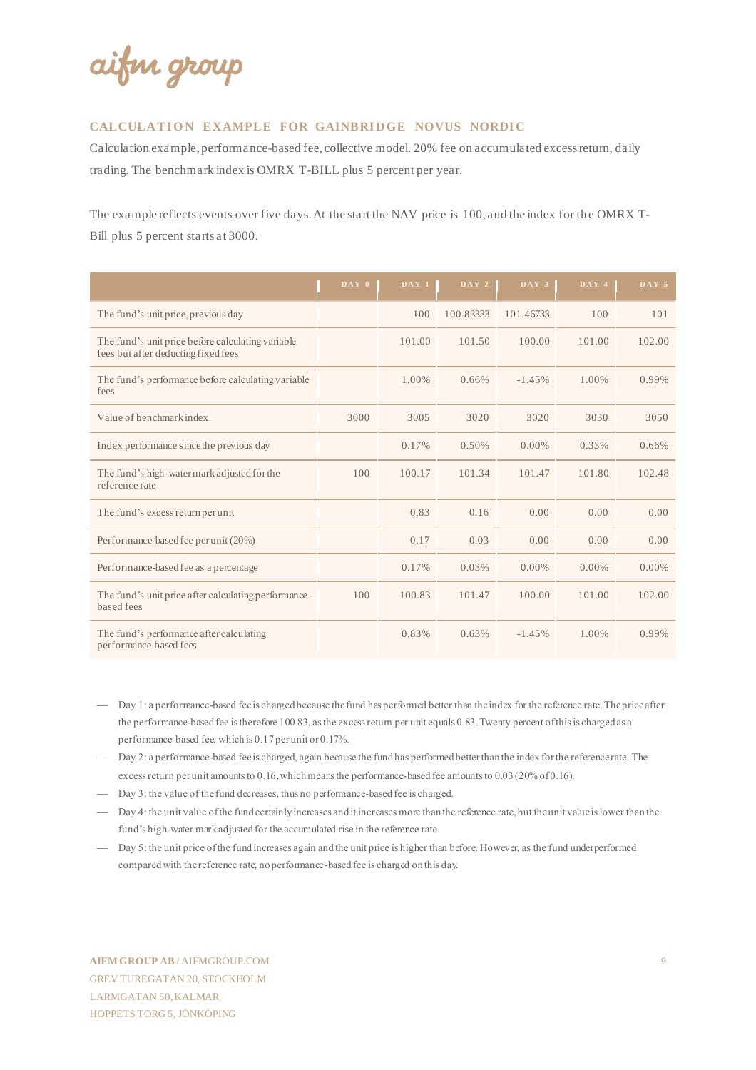## CALCULATION EXAMPLE FOR GAINBRIDGE NOVUS NORDIC

Calculation example, performance-based fee, collective model. 20% fee on accumulated excess return, daily trading. The benchmark index is OMRX T-BILL plus 5 percent per year.

The example reflects events over five days. At the start the NAV price is 100, and the index for the OMRX T-Bill plus 5 percent starts at 3000.

| | DAY 0 | DAY 1 | DAY 2 | DAY 3 | DAY 4 | DAY 5 |
|---|---|---|---|---|---|---|
| The fund's unit price, previous day | | 100 | 100.83333 | 101.46733 | 100 | 101 |
| The fund's unit price before calculating variable fees but after deducting fixed fees | | 101.00 | 101.50 | 100.00 | 101.00 | 102.00 |
| The fund's performance before calculating variable fees | | 1.00% | 0.66% | -1.45% | 1.00% | 0.99% |
| Value of benchmark index | 3000 | 3005 | 3020 | 3020 | 3030 | 3050 |
| Index performance since the previous day | | 0.17% | 0.50% | 0.00% | 0.33% | 0.66% |
| The fund's high-water mark adjusted for the reference rate | 100 | 100.17 | 101.34 | 101.47 | 101.80 | 102.48 |
| The fund's excess return per unit | | 0.83 | 0.16 | 0.00 | 0.00 | 0.00 |
| Performance-based fee per unit (20%) | | 0.17 | 0.03 | 0.00 | 0.00 | 0.00 |
| Performance-based fee as a percentage | | 0.17% | 0.03% | 0.00% | 0.00% | 0.00% |
| The fund's unit price after calculating performance-based fees | 100 | 100.83 | 101.47 | 100.00 | 101.00 | 102.00 |
| The fund's performance after calculating performance-based fees | | 0.83% | 0.63% | -1.45% | 1.00% | 0.99% |

- Day 1: a performance-based fee is charged because the fund has performed better than the index for the reference rate. The price after the performance-based fee is therefore 100.83, as the excess return per unit equals 0.83. Twenty percent of this is charged as a performance-based fee, which is 0.17 per unit or 0.17%.
- Day 2: a performance-based fee is charged, again because the fund has performed better than the index for the reference rate. The excess return per unit amounts to 0.16, which means the performance-based fee amounts to 0.03 (20% of 0.16).
- Day 3: the value of the fund decreases, thus no performance-based fee is charged.
- Day 4: the unit value of the fund certainly increases and it increases more than the reference rate, but the unit value is lower than the fund's high-water mark adjusted for the accumulated rise in the reference rate.
- Day 5: the unit price of the fund increases again and the unit price is higher than before. However, as the fund underperformed compared with the reference rate, no performance-based fee is charged on this day.